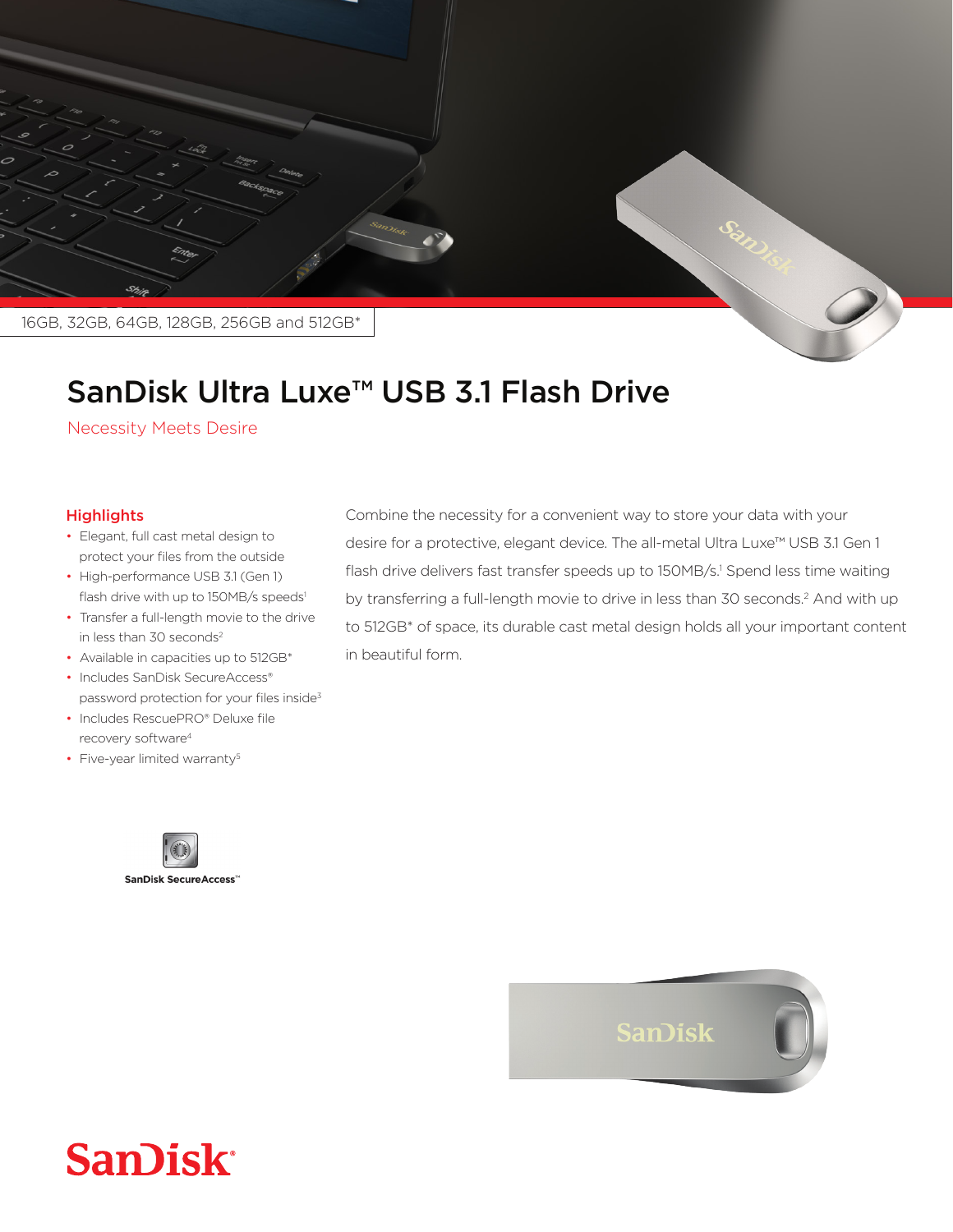16GB, 32GB, 64GB, 128GB, 256GB and 512GB*

# SanDisk Ultra Luxe™ USB 3.1 Flash Drive

Necessity Meets Desire

## Highlights

- Elegant, full cast metal design to protect your files from the outside
- High-performance USB 3.1 (Gen 1) flash drive with up to 150MB/s speeds[1]
- Transfer a full-length movie to the drive in less than 30 seconds[2]
- Available in capacities up to 512GB*
- Includes SanDisk SecureAccess® password protection for your files inside[3]
- Includes RescuePRO® Deluxe file recovery software[4]
- Five-year limited warranty[5]

Combine the necessity for a convenient way to store your data with your desire for a protective, elegant device. The all-metal Ultra Luxe™ USB 3.1 Gen 1 flash drive delivers fast transfer speeds up to 150MB/s.[1] Spend less time waiting by transferring a full-length movie to drive in less than 30 seconds.[2] And with up to 512GB* of space, its durable cast metal design holds all your important content in beautiful form.

SanDisk SecureAccess™

SanDisk®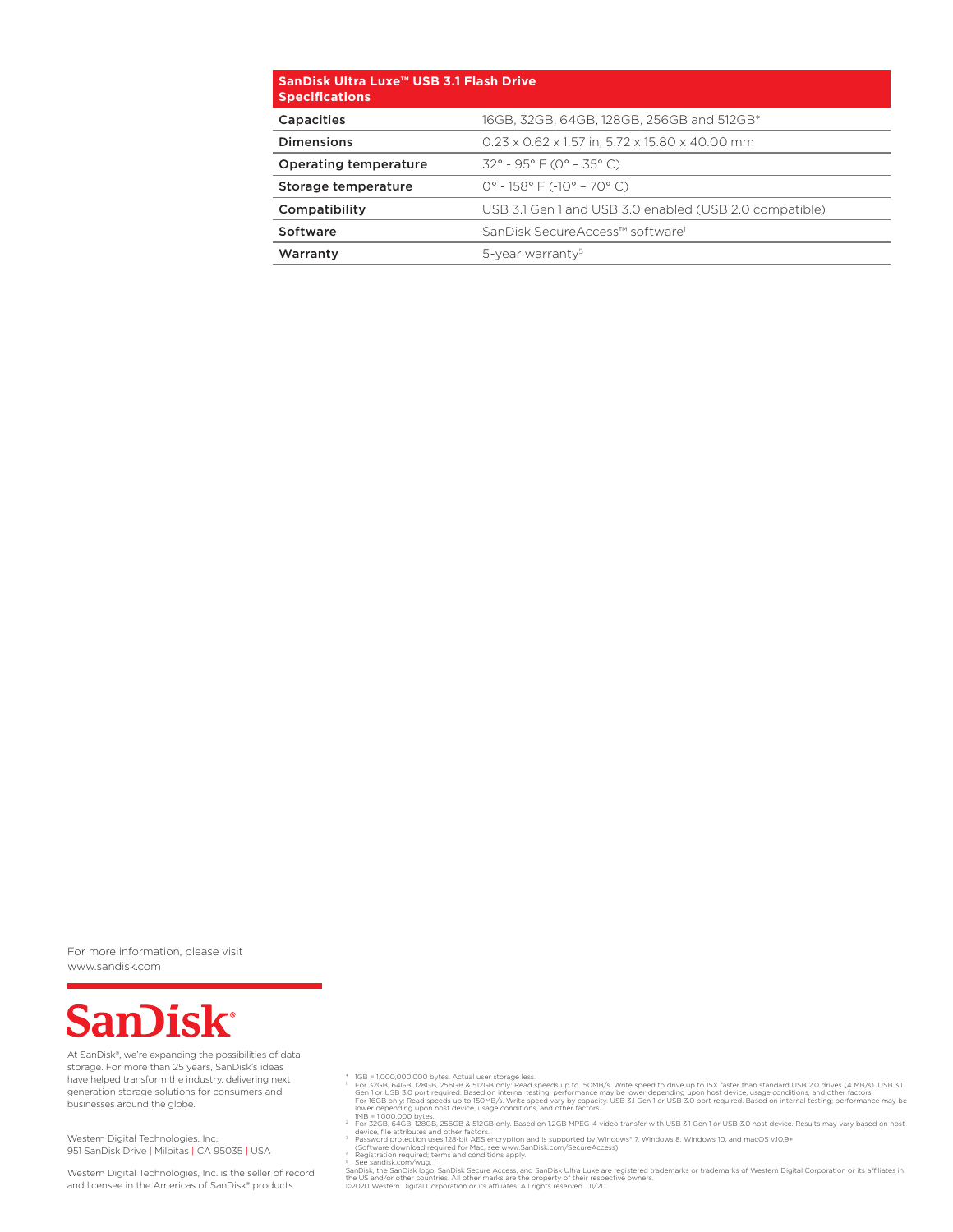| SanDisk Ultra Luxe™ USB 3.1 Flash Drive Specifications | |
|---|---|
| Capacities | 16GB, 32GB, 64GB, 128GB, 256GB and 512GB* |
| Dimensions | 0.23 x 0.62 x 1.57 in; 5.72 x 15.80 x 40.00 mm |
| Operating temperature | 32° - 95° F (0° – 35° C) |
| Storage temperature | 0° - 158° F (-10° – 70° C) |
| Compatibility | USB 3.1 Gen 1 and USB 3.0 enabled (USB 2.0 compatible) |
| Software | SanDisk SecureAccess™ software[1] |
| Warranty | 5-year warranty[5] |

For more information, please visit www.sandisk.com

SanDisk®

At SanDisk®, we're expanding the possibilities of data storage. For more than 25 years, SanDisk's ideas have helped transform the industry, delivering next generation storage solutions for consumers and businesses around the globe.

Western Digital Technologies, Inc.
951 SanDisk Drive | Milpitas | CA 95035 | USA

Western Digital Technologies, Inc. is the seller of record and licensee in the Americas of SanDisk® products.

\* 1GB = 1,000,000,000 bytes. Actual user storage less.
[1] For 32GB, 64GB, 128GB, 256GB & 512GB only: Read speeds up to 150MB/s. Write speed to drive up to 15X faster than standard USB 2.0 drives (4 MB/s). USB 3.1 Gen 1 or USB 3.0 port required. Based on internal testing; performance may be lower depending upon host device, usage conditions, and other factors. For 16GB only: Read speeds up to 150MB/s. Write speed vary by capacity. USB 3.1 Gen 1 or USB 3.0 port required. Based on internal testing; performance may be lower depending upon host device, usage conditions, and other factors. 1MB = 1,000,000 bytes.
[2] For 32GB, 64GB, 128GB, 256GB & 512GB only. Based on 1.2GB MPEG-4 video transfer with USB 3.1 Gen 1 or USB 3.0 host device. Results may vary based on host device, file attributes and other factors.
[3] Password protection uses 128-bit AES encryption and is supported by Windows® 7, Windows 8, Windows 10, and macOS v10.9+ (Software download required for Mac, see www.SanDisk.com/SecureAccess)
[4] Registration required; terms and conditions apply.
[5] See sandisk.com/wug.

SanDisk, the SanDisk logo, SanDisk Secure Access, and SanDisk Ultra Luxe are registered trademarks or trademarks of Western Digital Corporation or its affiliates in the US and/or other countries. All other marks are the property of their respective owners.
©2020 Western Digital Corporation or its affiliates. All rights reserved. 01/20